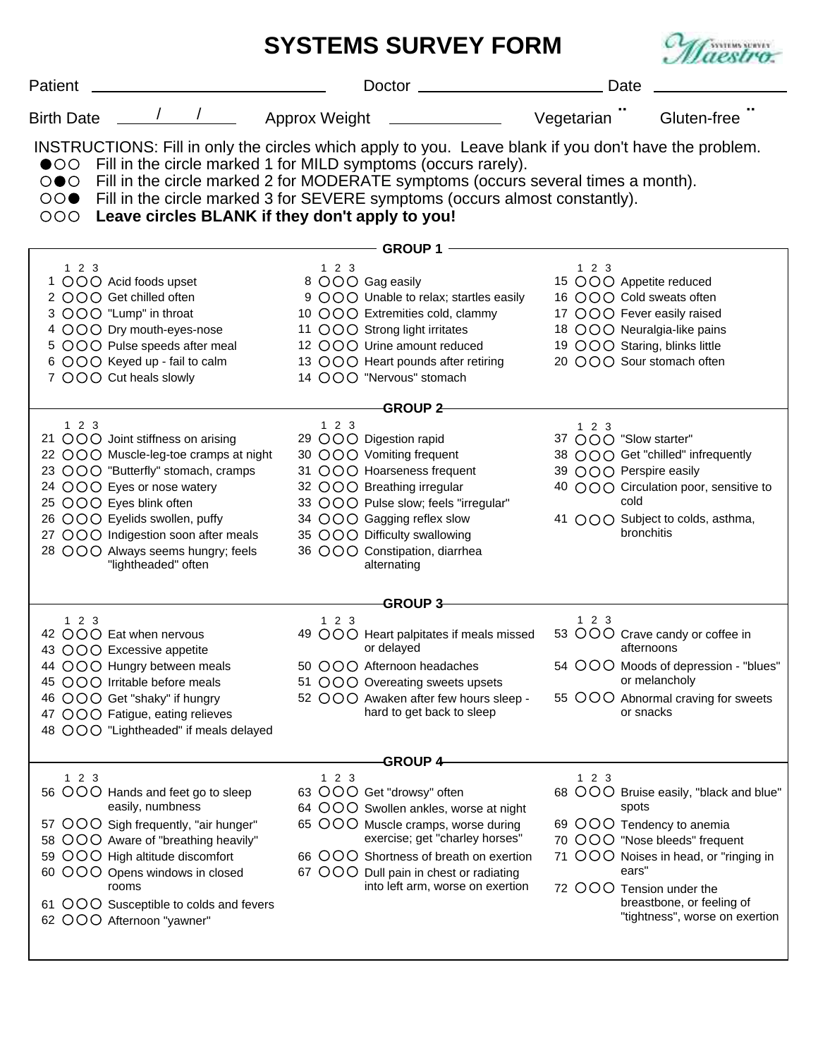# SYSTEMS SURVEY FORM

Patient ______________________ Doctor ______________________ Date ______________

Birth Date ___/___/___ Approx Weight ______________ Vegetarian ¨ Gluten-free ¨

INSTRUCTIONS: Fill in only the circles which apply to you. Leave blank if you don't have the problem.

- ●○○ Fill in the circle marked 1 for MILD symptoms (occurs rarely).
- ○●○ Fill in the circle marked 2 for MODERATE symptoms (occurs several times a month).
- ○○● Fill in the circle marked 3 for SEVERE symptoms (occurs almost constantly).
- ○○○ **Leave circles BLANK if they don't apply to you!**

## GROUP 1

| # | 1 2 3 | Symptom |
|---|---|---|
| 1 | ○○○ | Acid foods upset |
| 2 | ○○○ | Get chilled often |
| 3 | ○○○ | "Lump" in throat |
| 4 | ○○○ | Dry mouth-eyes-nose |
| 5 | ○○○ | Pulse speeds after meal |
| 6 | ○○○ | Keyed up - fail to calm |
| 7 | ○○○ | Cut heals slowly |
| 8 | ○○○ | Gag easily |
| 9 | ○○○ | Unable to relax; startles easily |
| 10 | ○○○ | Extremities cold, clammy |
| 11 | ○○○ | Strong light irritates |
| 12 | ○○○ | Urine amount reduced |
| 13 | ○○○ | Heart pounds after retiring |
| 14 | ○○○ | "Nervous" stomach |
| 15 | ○○○ | Appetite reduced |
| 16 | ○○○ | Cold sweats often |
| 17 | ○○○ | Fever easily raised |
| 18 | ○○○ | Neuralgia-like pains |
| 19 | ○○○ | Staring, blinks little |
| 20 | ○○○ | Sour stomach often |

## GROUP 2

| # | 1 2 3 | Symptom |
|---|---|---|
| 21 | ○○○ | Joint stiffness on arising |
| 22 | ○○○ | Muscle-leg-toe cramps at night |
| 23 | ○○○ | "Butterfly" stomach, cramps |
| 24 | ○○○ | Eyes or nose watery |
| 25 | ○○○ | Eyes blink often |
| 26 | ○○○ | Eyelids swollen, puffy |
| 27 | ○○○ | Indigestion soon after meals |
| 28 | ○○○ | Always seems hungry; feels "lightheaded" often |
| 29 | ○○○ | Digestion rapid |
| 30 | ○○○ | Vomiting frequent |
| 31 | ○○○ | Hoarseness frequent |
| 32 | ○○○ | Breathing irregular |
| 33 | ○○○ | Pulse slow; feels "irregular" |
| 34 | ○○○ | Gagging reflex slow |
| 35 | ○○○ | Difficulty swallowing |
| 36 | ○○○ | Constipation, diarrhea alternating |
| 37 | ○○○ | "Slow starter" |
| 38 | ○○○ | Get "chilled" infrequently |
| 39 | ○○○ | Perspire easily |
| 40 | ○○○ | Circulation poor, sensitive to cold |
| 41 | ○○○ | Subject to colds, asthma, bronchitis |

## GROUP 3

| # | 1 2 3 | Symptom |
|---|---|---|
| 42 | ○○○ | Eat when nervous |
| 43 | ○○○ | Excessive appetite |
| 44 | ○○○ | Hungry between meals |
| 45 | ○○○ | Irritable before meals |
| 46 | ○○○ | Get "shaky" if hungry |
| 47 | ○○○ | Fatigue, eating relieves |
| 48 | ○○○ | "Lightheaded" if meals delayed |
| 49 | ○○○ | Heart palpitates if meals missed or delayed |
| 50 | ○○○ | Afternoon headaches |
| 51 | ○○○ | Overeating sweets upsets |
| 52 | ○○○ | Awaken after few hours sleep - hard to get back to sleep |
| 53 | ○○○ | Crave candy or coffee in afternoons |
| 54 | ○○○ | Moods of depression - "blues" or melancholy |
| 55 | ○○○ | Abnormal craving for sweets or snacks |

## GROUP 4

| # | 1 2 3 | Symptom |
|---|---|---|
| 56 | ○○○ | Hands and feet go to sleep easily, numbness |
| 57 | ○○○ | Sigh frequently, "air hunger" |
| 58 | ○○○ | Aware of "breathing heavily" |
| 59 | ○○○ | High altitude discomfort |
| 60 | ○○○ | Opens windows in closed rooms |
| 61 | ○○○ | Susceptible to colds and fevers |
| 62 | ○○○ | Afternoon "yawner" |
| 63 | ○○○ | Get "drowsy" often |
| 64 | ○○○ | Swollen ankles, worse at night |
| 65 | ○○○ | Muscle cramps, worse during exercise; get "charley horses" |
| 66 | ○○○ | Shortness of breath on exertion |
| 67 | ○○○ | Dull pain in chest or radiating into left arm, worse on exertion |
| 68 | ○○○ | Bruise easily, "black and blue" spots |
| 69 | ○○○ | Tendency to anemia |
| 70 | ○○○ | "Nose bleeds" frequent |
| 71 | ○○○ | Noises in head, or "ringing in ears" |
| 72 | ○○○ | Tension under the breastbone, or feeling of "tightness", worse on exertion |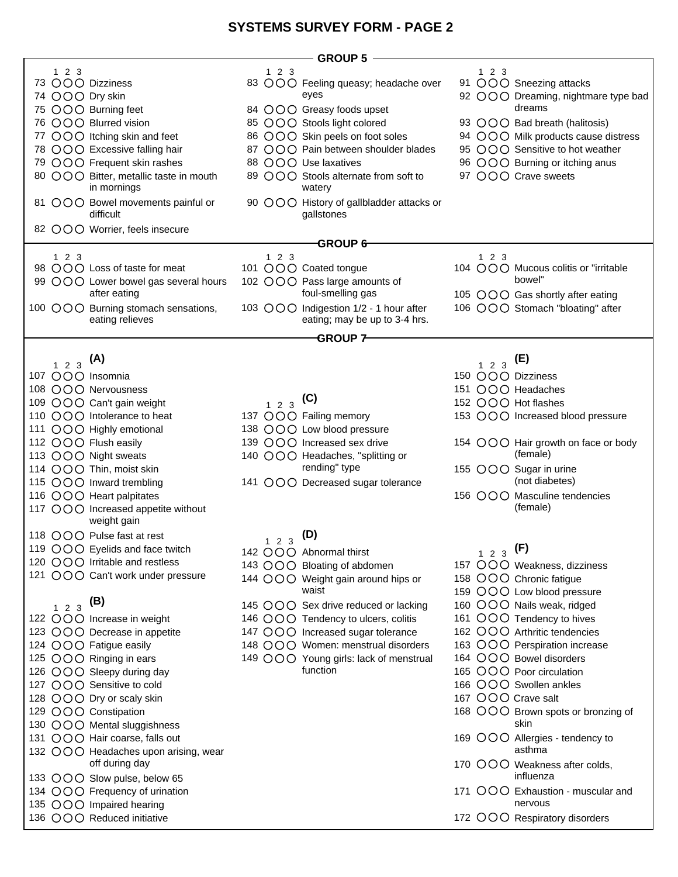# SYSTEMS SURVEY FORM - PAGE 2

## GROUP 5

Rating scale: 1 2 3

- 73 ○○○ Dizziness
- 74 ○○○ Dry skin
- 75 ○○○ Burning feet
- 76 ○○○ Blurred vision
- 77 ○○○ Itching skin and feet
- 78 ○○○ Excessive falling hair
- 79 ○○○ Frequent skin rashes
- 80 ○○○ Bitter, metallic taste in mouth in mornings
- 81 ○○○ Bowel movements painful or difficult
- 82 ○○○ Worrier, feels insecure
- 83 ○○○ Feeling queasy; headache over eyes
- 84 ○○○ Greasy foods upset
- 85 ○○○ Stools light colored
- 86 ○○○ Skin peels on foot soles
- 87 ○○○ Pain between shoulder blades
- 88 ○○○ Use laxatives
- 89 ○○○ Stools alternate from soft to watery
- 90 ○○○ History of gallbladder attacks or gallstones
- 91 ○○○ Sneezing attacks
- 92 ○○○ Dreaming, nightmare type bad dreams
- 93 ○○○ Bad breath (halitosis)
- 94 ○○○ Milk products cause distress
- 95 ○○○ Sensitive to hot weather
- 96 ○○○ Burning or itching anus
- 97 ○○○ Crave sweets

## GROUP 6

Rating scale: 1 2 3

- 98 ○○○ Loss of taste for meat
- 99 ○○○ Lower bowel gas several hours after eating
- 100 ○○○ Burning stomach sensations, eating relieves
- 101 ○○○ Coated tongue
- 102 ○○○ Pass large amounts of foul-smelling gas
- 103 ○○○ Indigestion 1/2 - 1 hour after eating; may be up to 3-4 hrs.
- 104 ○○○ Mucous colitis or "irritable bowel"
- 105 ○○○ Gas shortly after eating
- 106 ○○○ Stomach "bloating" after

## GROUP 7

Rating scale: 1 2 3

### (A)

- 107 ○○○ Insomnia
- 108 ○○○ Nervousness
- 109 ○○○ Can't gain weight
- 110 ○○○ Intolerance to heat
- 111 ○○○ Highly emotional
- 112 ○○○ Flush easily
- 113 ○○○ Night sweats
- 114 ○○○ Thin, moist skin
- 115 ○○○ Inward trembling
- 116 ○○○ Heart palpitates
- 117 ○○○ Increased appetite without weight gain
- 118 ○○○ Pulse fast at rest
- 119 ○○○ Eyelids and face twitch
- 120 ○○○ Irritable and restless
- 121 ○○○ Can't work under pressure

### (B)

- 122 ○○○ Increase in weight
- 123 ○○○ Decrease in appetite
- 124 ○○○ Fatigue easily
- 125 ○○○ Ringing in ears
- 126 ○○○ Sleepy during day
- 127 ○○○ Sensitive to cold
- 128 ○○○ Dry or scaly skin
- 129 ○○○ Constipation
- 130 ○○○ Mental sluggishness
- 131 ○○○ Hair coarse, falls out
- 132 ○○○ Headaches upon arising, wear off during day
- 133 ○○○ Slow pulse, below 65
- 134 ○○○ Frequency of urination
- 135 ○○○ Impaired hearing
- 136 ○○○ Reduced initiative

### (C)

- 137 ○○○ Failing memory
- 138 ○○○ Low blood pressure
- 139 ○○○ Increased sex drive
- 140 ○○○ Headaches, "splitting or rending" type
- 141 ○○○ Decreased sugar tolerance

### (D)

- 142 ○○○ Abnormal thirst
- 143 ○○○ Bloating of abdomen
- 144 ○○○ Weight gain around hips or waist
- 145 ○○○ Sex drive reduced or lacking
- 146 ○○○ Tendency to ulcers, colitis
- 147 ○○○ Increased sugar tolerance
- 148 ○○○ Women: menstrual disorders
- 149 ○○○ Young girls: lack of menstrual function

### (E)

- 150 ○○○ Dizziness
- 151 ○○○ Headaches
- 152 ○○○ Hot flashes
- 153 ○○○ Increased blood pressure
- 154 ○○○ Hair growth on face or body (female)
- 155 ○○○ Sugar in urine (not diabetes)
- 156 ○○○ Masculine tendencies (female)

### (F)

- 157 ○○○ Weakness, dizziness
- 158 ○○○ Chronic fatigue
- 159 ○○○ Low blood pressure
- 160 ○○○ Nails weak, ridged
- 161 ○○○ Tendency to hives
- 162 ○○○ Arthritic tendencies
- 163 ○○○ Perspiration increase
- 164 ○○○ Bowel disorders
- 165 ○○○ Poor circulation
- 166 ○○○ Swollen ankles
- 167 ○○○ Crave salt
- 168 ○○○ Brown spots or bronzing of skin
- 169 ○○○ Allergies - tendency to asthma
- 170 ○○○ Weakness after colds, influenza
- 171 ○○○ Exhaustion - muscular and nervous
- 172 ○○○ Respiratory disorders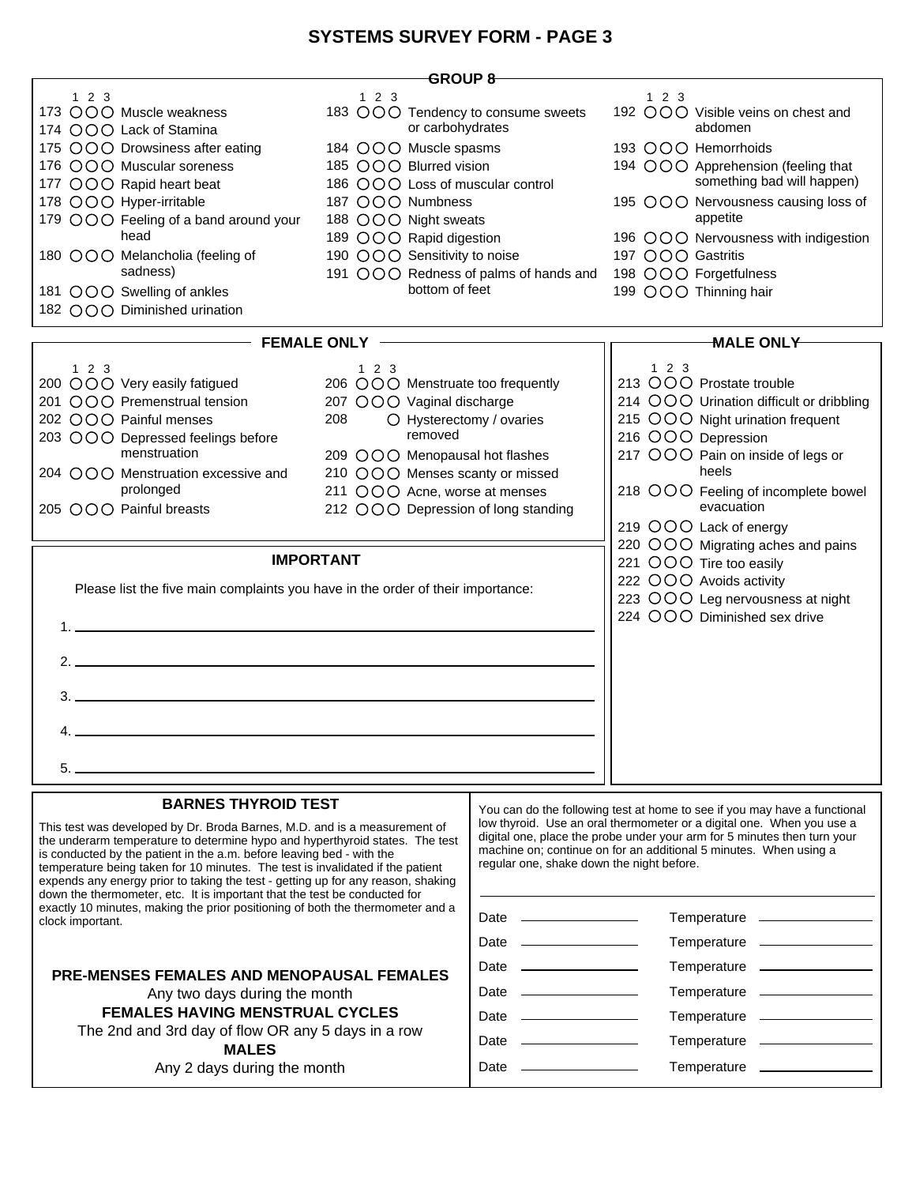# SYSTEMS SURVEY FORM - PAGE 3

## GROUP 8

| # | 1 2 3 | Symptom |
|---|---|---|
| 173 | ○○○ | Muscle weakness |
| 174 | ○○○ | Lack of Stamina |
| 175 | ○○○ | Drowsiness after eating |
| 176 | ○○○ | Muscular soreness |
| 177 | ○○○ | Rapid heart beat |
| 178 | ○○○ | Hyper-irritable |
| 179 | ○○○ | Feeling of a band around your head |
| 180 | ○○○ | Melancholia (feeling of sadness) |
| 181 | ○○○ | Swelling of ankles |
| 182 | ○○○ | Diminished urination |
| 183 | ○○○ | Tendency to consume sweets or carbohydrates |
| 184 | ○○○ | Muscle spasms |
| 185 | ○○○ | Blurred vision |
| 186 | ○○○ | Loss of muscular control |
| 187 | ○○○ | Numbness |
| 188 | ○○○ | Night sweats |
| 189 | ○○○ | Rapid digestion |
| 190 | ○○○ | Sensitivity to noise |
| 191 | ○○○ | Redness of palms of hands and bottom of feet |
| 192 | ○○○ | Visible veins on chest and abdomen |
| 193 | ○○○ | Hemorrhoids |
| 194 | ○○○ | Apprehension (feeling that something bad will happen) |
| 195 | ○○○ | Nervousness causing loss of appetite |
| 196 | ○○○ | Nervousness with indigestion |
| 197 | ○○○ | Gastritis |
| 198 | ○○○ | Forgetfulness |
| 199 | ○○○ | Thinning hair |

## FEMALE ONLY

| # | 1 2 3 | Symptom |
|---|---|---|
| 200 | ○○○ | Very easily fatigued |
| 201 | ○○○ | Premenstrual tension |
| 202 | ○○○ | Painful menses |
| 203 | ○○○ | Depressed feelings before menstruation |
| 204 | ○○○ | Menstruation excessive and prolonged |
| 205 | ○○○ | Painful breasts |
| 206 | ○○○ | Menstruate too frequently |
| 207 | ○○○ | Vaginal discharge |
| 208 | ○ | Hysterectomy / ovaries removed |
| 209 | ○○○ | Menopausal hot flashes |
| 210 | ○○○ | Menses scanty or missed |
| 211 | ○○○ | Acne, worse at menses |
| 212 | ○○○ | Depression of long standing |

## MALE ONLY

| # | 1 2 3 | Symptom |
|---|---|---|
| 213 | ○○○ | Prostate trouble |
| 214 | ○○○ | Urination difficult or dribbling |
| 215 | ○○○ | Night urination frequent |
| 216 | ○○○ | Depression |
| 217 | ○○○ | Pain on inside of legs or heels |
| 218 | ○○○ | Feeling of incomplete bowel evacuation |
| 219 | ○○○ | Lack of energy |
| 220 | ○○○ | Migrating aches and pains |
| 221 | ○○○ | Tire too easily |
| 222 | ○○○ | Avoids activity |
| 223 | ○○○ | Leg nervousness at night |
| 224 | ○○○ | Diminished sex drive |

## IMPORTANT

Please list the five main complaints you have in the order of their importance:

1. ______________________________
2. ______________________________
3. ______________________________
4. ______________________________
5. ______________________________

## BARNES THYROID TEST

This test was developed by Dr. Broda Barnes, M.D. and is a measurement of the underarm temperature to determine hypo and hyperthyroid states. The test is conducted by the patient in the a.m. before leaving bed - with the temperature being taken for 10 minutes. The test is invalidated if the patient expends any energy prior to taking the test - getting up for any reason, shaking down the thermometer, etc. It is important that the test be conducted for exactly 10 minutes, making the prior positioning of both the thermometer and a clock important.

**PRE-MENSES FEMALES AND MENOPAUSAL FEMALES**
Any two days during the month

**FEMALES HAVING MENSTRUAL CYCLES**
The 2nd and 3rd day of flow OR any 5 days in a row

**MALES**
Any 2 days during the month

You can do the following test at home to see if you may have a functional low thyroid. Use an oral thermometer or a digital one. When you use a digital one, place the probe under your arm for 5 minutes then turn your machine on; continue on for an additional 5 minutes. When using a regular one, shake down the night before.

| Date | Temperature |
|---|---|
| | |
| | |
| | |
| | |
| | |
| | |
| | |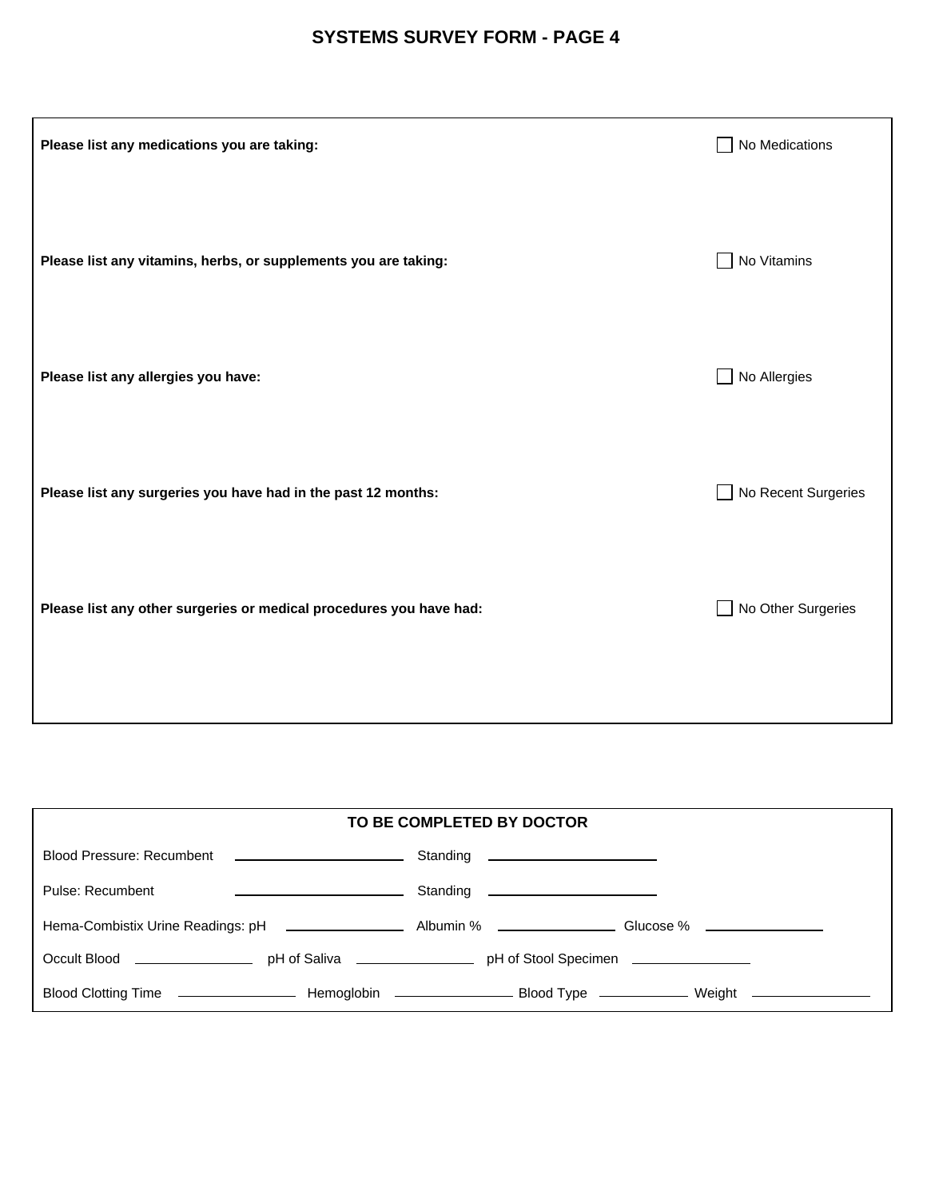# SYSTEMS SURVEY FORM - PAGE 4

**Please list any medications you are taking:** ☐ No Medications

**Please list any vitamins, herbs, or supplements you are taking:** ☐ No Vitamins

**Please list any allergies you have:** ☐ No Allergies

**Please list any surgeries you have had in the past 12 months:** ☐ No Recent Surgeries

**Please list any other surgeries or medical procedures you have had:** ☐ No Other Surgeries

## TO BE COMPLETED BY DOCTOR

Blood Pressure: Recumbent \_\_\_\_\_\_\_\_\_\_\_\_ Standing \_\_\_\_\_\_\_\_\_\_\_\_

Pulse: Recumbent \_\_\_\_\_\_\_\_\_\_\_\_ Standing \_\_\_\_\_\_\_\_\_\_\_\_

Hema-Combistix Urine Readings: pH \_\_\_\_\_\_\_\_\_\_ Albumin % \_\_\_\_\_\_\_\_\_\_ Glucose % \_\_\_\_\_\_\_\_\_\_

Occult Blood \_\_\_\_\_\_\_\_\_\_ pH of Saliva \_\_\_\_\_\_\_\_\_\_ pH of Stool Specimen \_\_\_\_\_\_\_\_\_\_

Blood Clotting Time \_\_\_\_\_\_\_\_\_\_ Hemoglobin \_\_\_\_\_\_\_\_\_\_ Blood Type \_\_\_\_\_\_\_\_ Weight \_\_\_\_\_\_\_\_\_\_